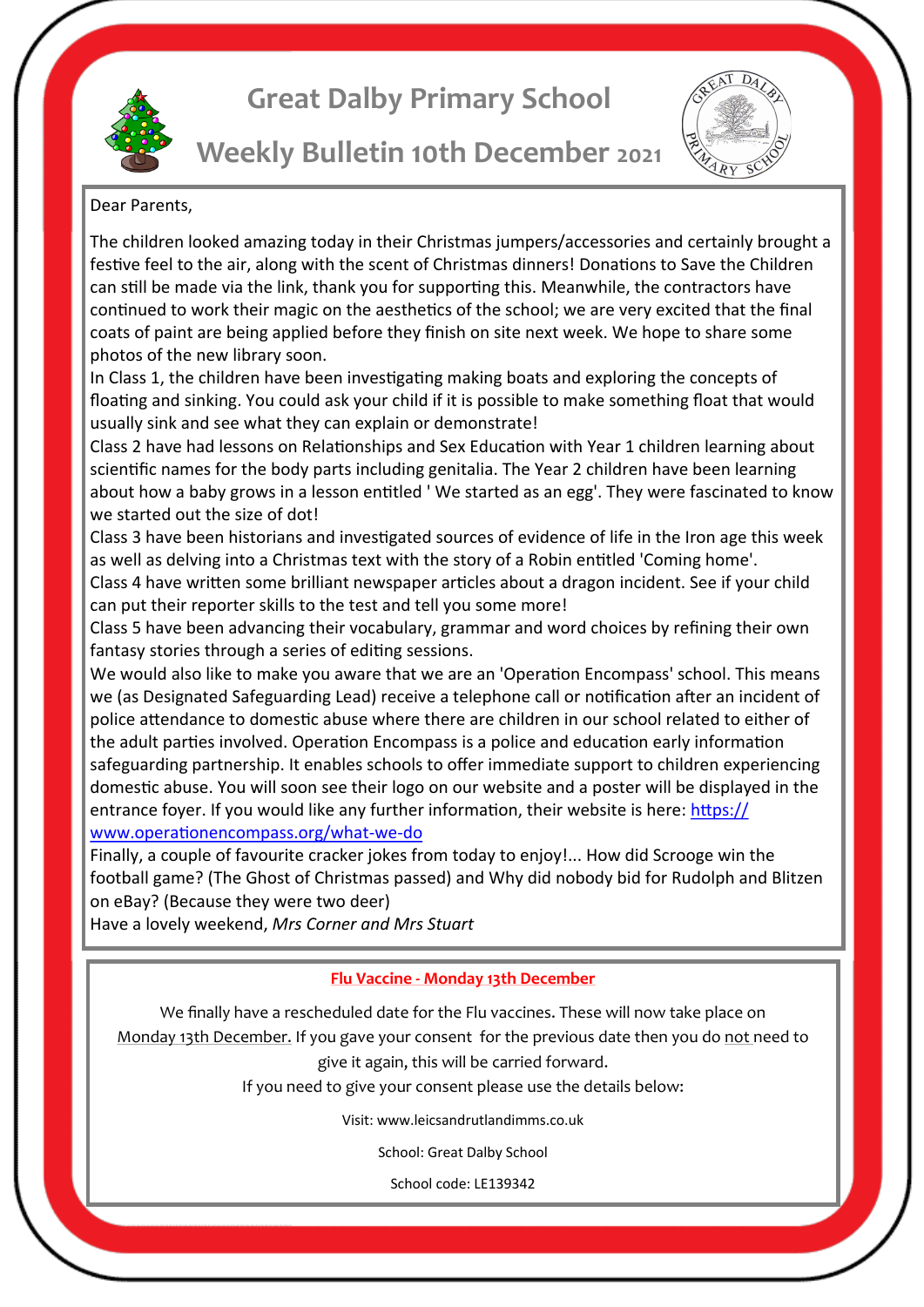# Great Dalby Primary School

## Weekly Bulletin 10th December 2021

Dear Parents,

The children looked amazing today in their Christmas jumpers/accessories and certainly brought a festive feel to the air, along with the scent of Christmas dinners! Donations to Save the Children can still be made via the link, thank you for supporting this. Meanwhile, the contractors have continued to work their magic on the aesthetics of the school; we are very excited that the final coats of paint are being applied before they finish on site next week. We hope to share some photos of the new library soon.

In Class 1, the children have been investigating making boats and exploring the concepts of floating and sinking. You could ask your child if it is possible to make something float that would usually sink and see what they can explain or demonstrate!

Class 2 have had lessons on Relationships and Sex Education with Year 1 children learning about scientific names for the body parts including genitalia. The Year 2 children have been learning about how a baby grows in a lesson entitled ' We started as an egg'. They were fascinated to know we started out the size of dot!

Class 3 have been historians and investigated sources of evidence of life in the Iron age this week as well as delving into a Christmas text with the story of a Robin entitled 'Coming home'.

Class 4 have written some brilliant newspaper articles about a dragon incident. See if your child can put their reporter skills to the test and tell you some more!

Class 5 have been advancing their vocabulary, grammar and word choices by refining their own fantasy stories through a series of editing sessions.

We would also like to make you aware that we are an 'Operation Encompass' school. This means we (as Designated Safeguarding Lead) receive a telephone call or notification after an incident of police attendance to domestic abuse where there are children in our school related to either of the adult parties involved. Operation Encompass is a police and education early information safeguarding partnership. It enables schools to offer immediate support to children experiencing domestic abuse. You will soon see their logo on our website and a poster will be displayed in the entrance foyer. If you would like any further information, their website is here: [https://www.operationencompass.org/what-we-do](https://www.operationencompass.org/what-we-do)

Finally, a couple of favourite cracker jokes from today to enjoy!... How did Scrooge win the football game? (The Ghost of Christmas passed) and Why did nobody bid for Rudolph and Blitzen on eBay? (Because they were two deer)

Have a lovely weekend, *Mrs Corner and Mrs Stuart*

---

**Flu Vaccine - Monday 13th December**

We finally have a rescheduled date for the Flu vaccines. These will now take place on Monday 13th December. If you gave your consent for the previous date then you do not need to give it again, this will be carried forward.

If you need to give your consent please use the details below:

Visit: www.leicsandrutlandimms.co.uk

School: Great Dalby School

School code: LE139342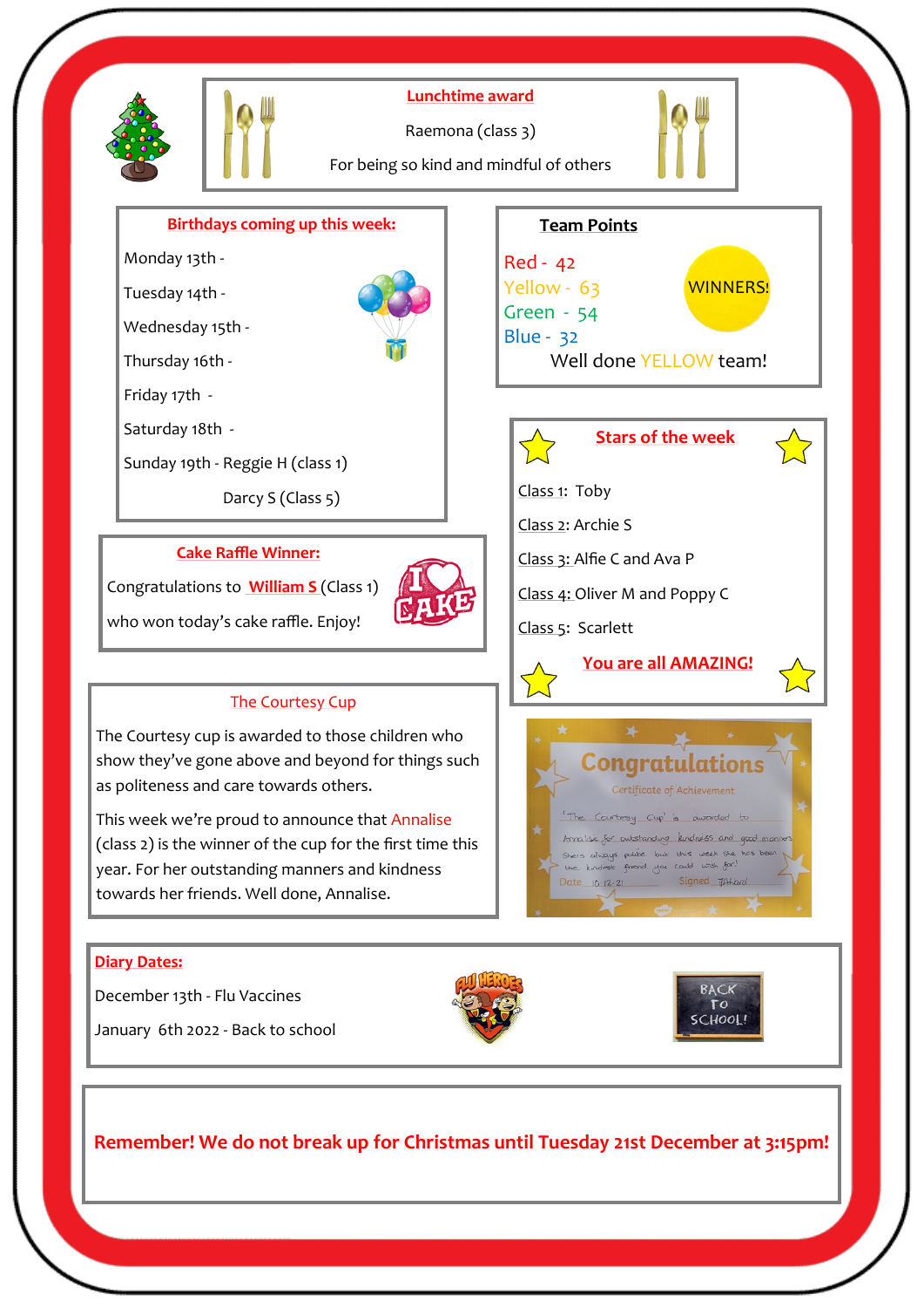## Lunchtime award

Raemona (class 3)

For being so kind and mindful of others

## Birthdays coming up this week:

Monday 13th -

Tuesday 14th -

Wednesday 15th -

Thursday 16th -

Friday 17th -

Saturday 18th -

Sunday 19th - Reggie H (class 1)

Darcy S (Class 5)

## Team Points

Red - 42

Yellow - 63 WINNERS!

Green - 54

Blue - 32

Well done YELLOW team!

## Stars of the week

Class 1: Toby

Class 2: Archie S

Class 3: Alfie C and Ava P

Class 4: Oliver M and Poppy C

Class 5: Scarlett

**You are all AMAZING!**

## Cake Raffle Winner:

Congratulations to **William S** (Class 1) who won today's cake raffle. Enjoy!

## The Courtesy Cup

The Courtesy cup is awarded to those children who show they've gone above and beyond for things such as politeness and care towards others.

This week we're proud to announce that Annalise (class 2) is the winner of the cup for the first time this year. For her outstanding manners and kindness towards her friends. Well done, Annalise.

Congratulations

Certificate of Achievement

'The Courtesy Cup' is awarded to

Annalise for outstanding kindness and good manners. She's always polite but this week she has been the kindest friend you could wish for!

Date 10.12.21 Signed

## Diary Dates:

December 13th - Flu Vaccines

January 6th 2022 - Back to school

**Remember! We do not break up for Christmas until Tuesday 21st December at 3:15pm!**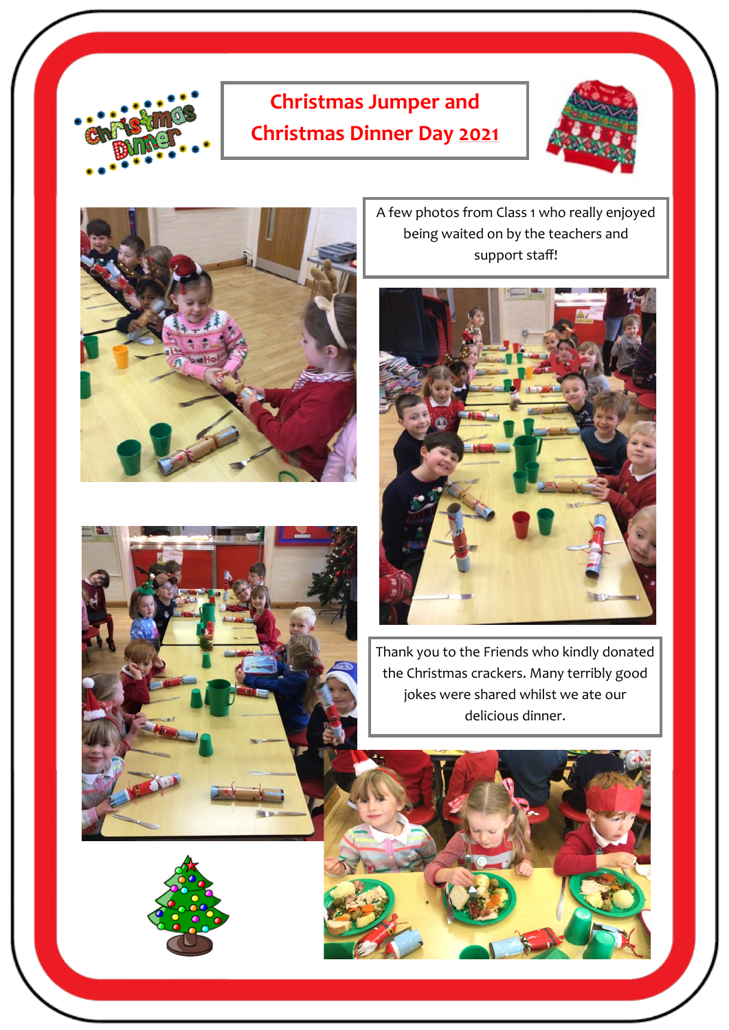# Christmas Jumper and Christmas Dinner Day 2021

A few photos from Class 1 who really enjoyed being waited on by the teachers and support staff!

Thank you to the Friends who kindly donated the Christmas crackers. Many terribly good jokes were shared whilst we ate our delicious dinner.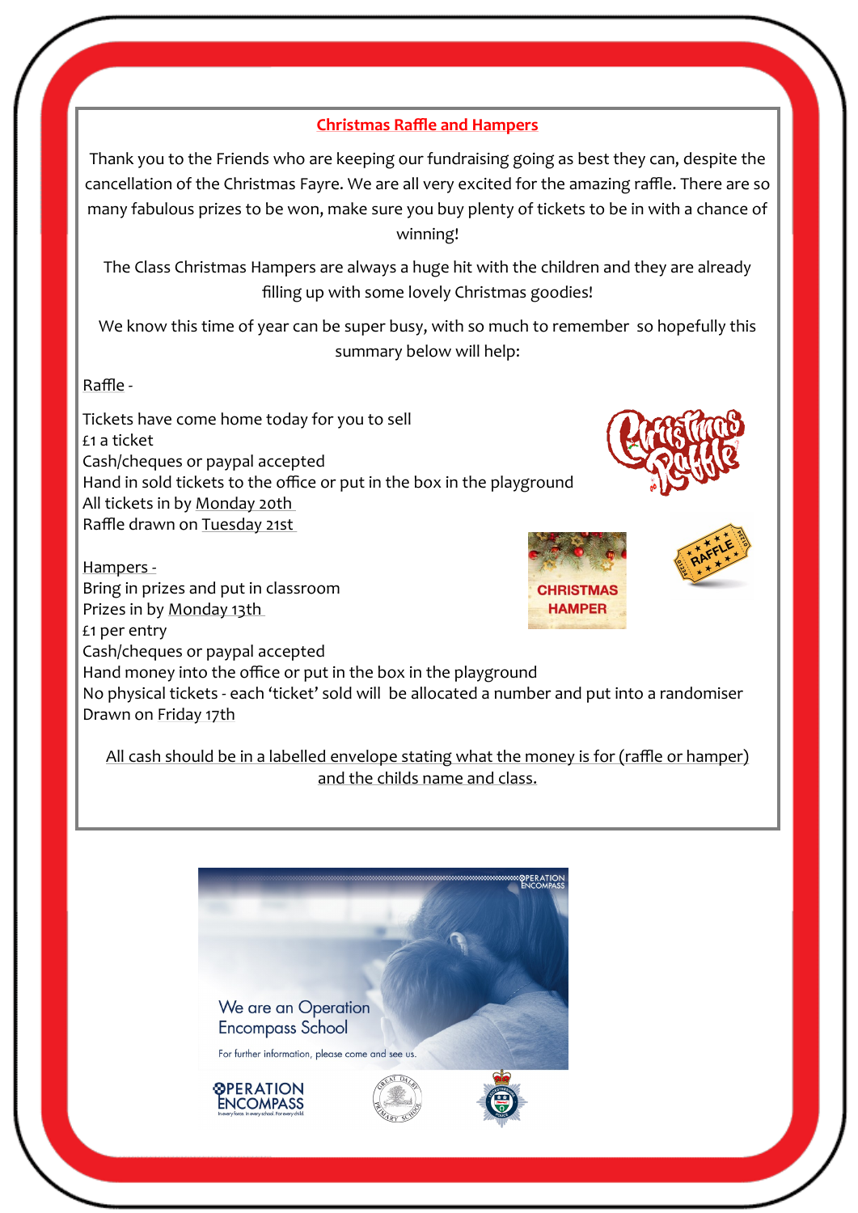## Christmas Raffle and Hampers

Thank you to the Friends who are keeping our fundraising going as best they can, despite the cancellation of the Christmas Fayre. We are all very excited for the amazing raffle. There are so many fabulous prizes to be won, make sure you buy plenty of tickets to be in with a chance of winning!

The Class Christmas Hampers are always a huge hit with the children and they are already filling up with some lovely Christmas goodies!

We know this time of year can be super busy, with so much to remember so hopefully this summary below will help:

Raffle -

Tickets have come home today for you to sell
£1 a ticket
Cash/cheques or paypal accepted
Hand in sold tickets to the office or put in the box in the playground
All tickets in by Monday 20th
Raffle drawn on Tuesday 21st

Hampers -
Bring in prizes and put in classroom
Prizes in by Monday 13th
£1 per entry
Cash/cheques or paypal accepted
Hand money into the office or put in the box in the playground
No physical tickets - each 'ticket' sold will be allocated a number and put into a randomiser
Drawn on Friday 17th

All cash should be in a labelled envelope stating what the money is for (raffle or hamper) and the childs name and class.

We are an Operation Encompass School

For further information, please come and see us.